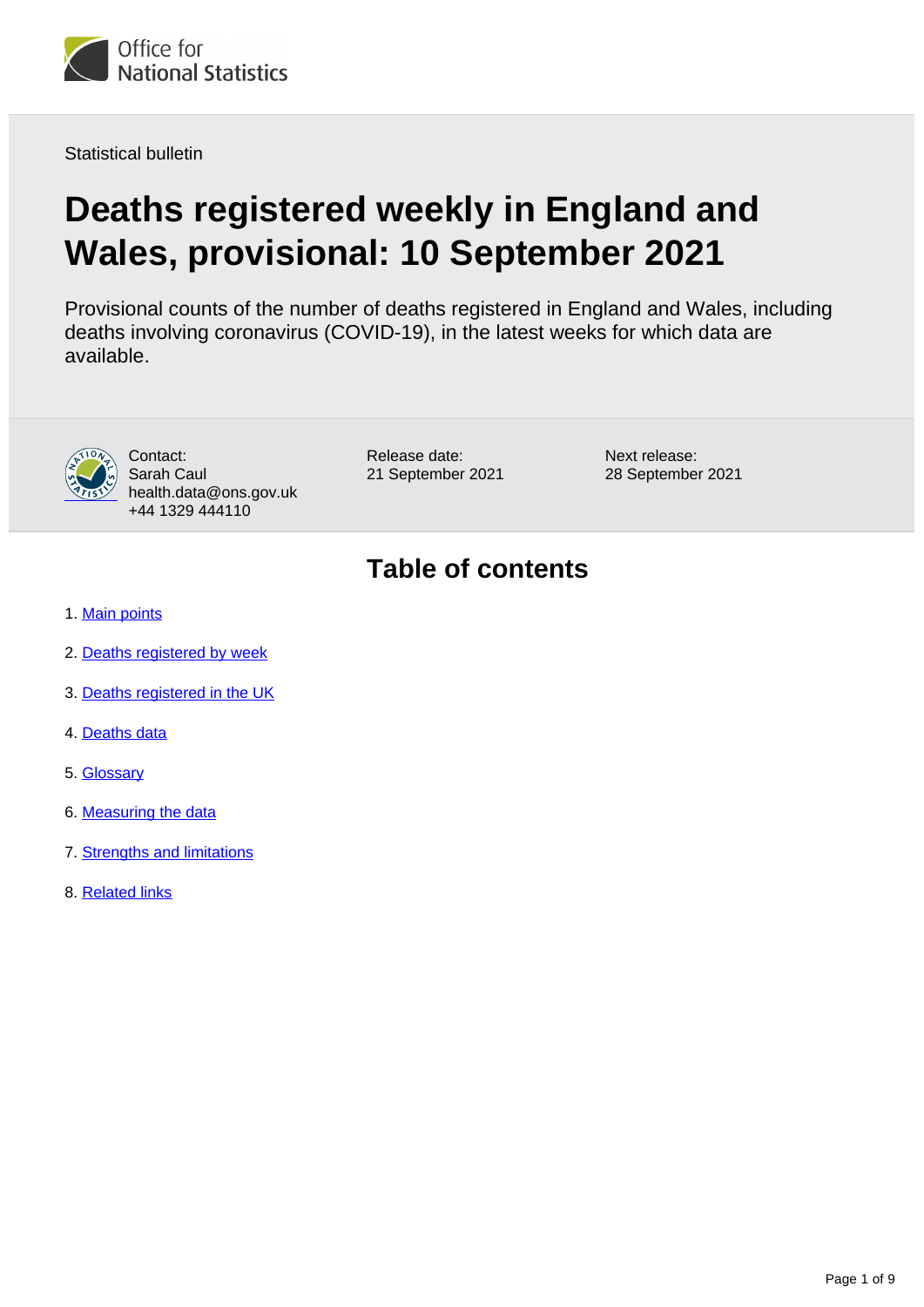Statistical bulletin

# Deaths registered weekly in England and Wales, provisional: 10 September 2021

Provisional counts of the number of deaths registered in England and Wales, including deaths involving coronavirus (COVID-19), in the latest weeks for which data are available.

Contact:
Sarah Caul
health.data@ons.gov.uk
+44 1329 444110

Release date:
21 September 2021

Next release:
28 September 2021

## Table of contents

1. Main points
2. Deaths registered by week
3. Deaths registered in the UK
4. Deaths data
5. Glossary
6. Measuring the data
7. Strengths and limitations
8. Related links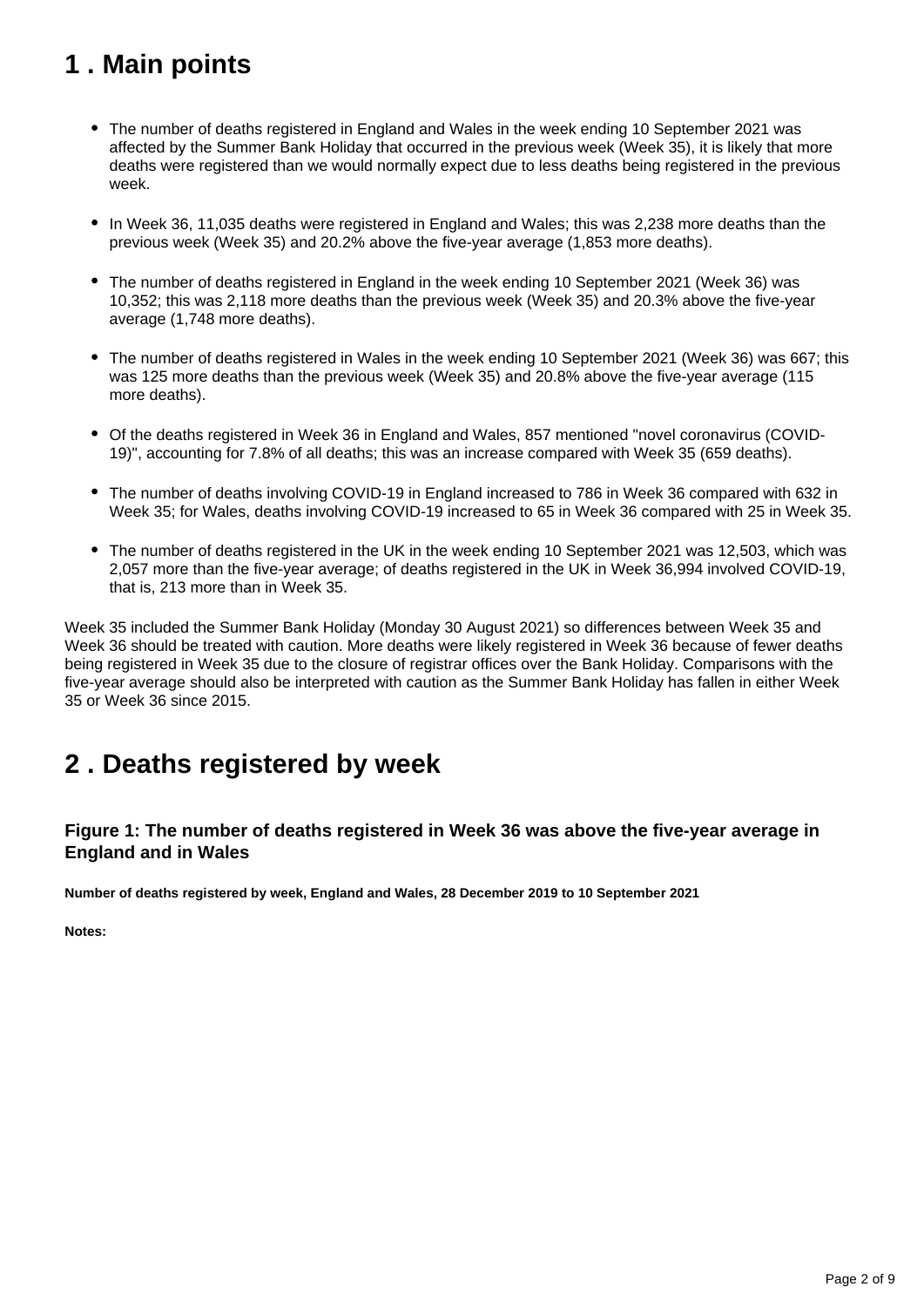## 1 . Main points

- The number of deaths registered in England and Wales in the week ending 10 September 2021 was affected by the Summer Bank Holiday that occurred in the previous week (Week 35), it is likely that more deaths were registered than we would normally expect due to less deaths being registered in the previous week.
- In Week 36, 11,035 deaths were registered in England and Wales; this was 2,238 more deaths than the previous week (Week 35) and 20.2% above the five-year average (1,853 more deaths).
- The number of deaths registered in England in the week ending 10 September 2021 (Week 36) was 10,352; this was 2,118 more deaths than the previous week (Week 35) and 20.3% above the five-year average (1,748 more deaths).
- The number of deaths registered in Wales in the week ending 10 September 2021 (Week 36) was 667; this was 125 more deaths than the previous week (Week 35) and 20.8% above the five-year average (115 more deaths).
- Of the deaths registered in Week 36 in England and Wales, 857 mentioned "novel coronavirus (COVID-19)", accounting for 7.8% of all deaths; this was an increase compared with Week 35 (659 deaths).
- The number of deaths involving COVID-19 in England increased to 786 in Week 36 compared with 632 in Week 35; for Wales, deaths involving COVID-19 increased to 65 in Week 36 compared with 25 in Week 35.
- The number of deaths registered in the UK in the week ending 10 September 2021 was 12,503, which was 2,057 more than the five-year average; of deaths registered in the UK in Week 36,994 involved COVID-19, that is, 213 more than in Week 35.

Week 35 included the Summer Bank Holiday (Monday 30 August 2021) so differences between Week 35 and Week 36 should be treated with caution. More deaths were likely registered in Week 36 because of fewer deaths being registered in Week 35 due to the closure of registrar offices over the Bank Holiday. Comparisons with the five-year average should also be interpreted with caution as the Summer Bank Holiday has fallen in either Week 35 or Week 36 since 2015.

## 2 . Deaths registered by week

### Figure 1: The number of deaths registered in Week 36 was above the five-year average in England and in Wales

**Number of deaths registered by week, England and Wales, 28 December 2019 to 10 September 2021**

**Notes:**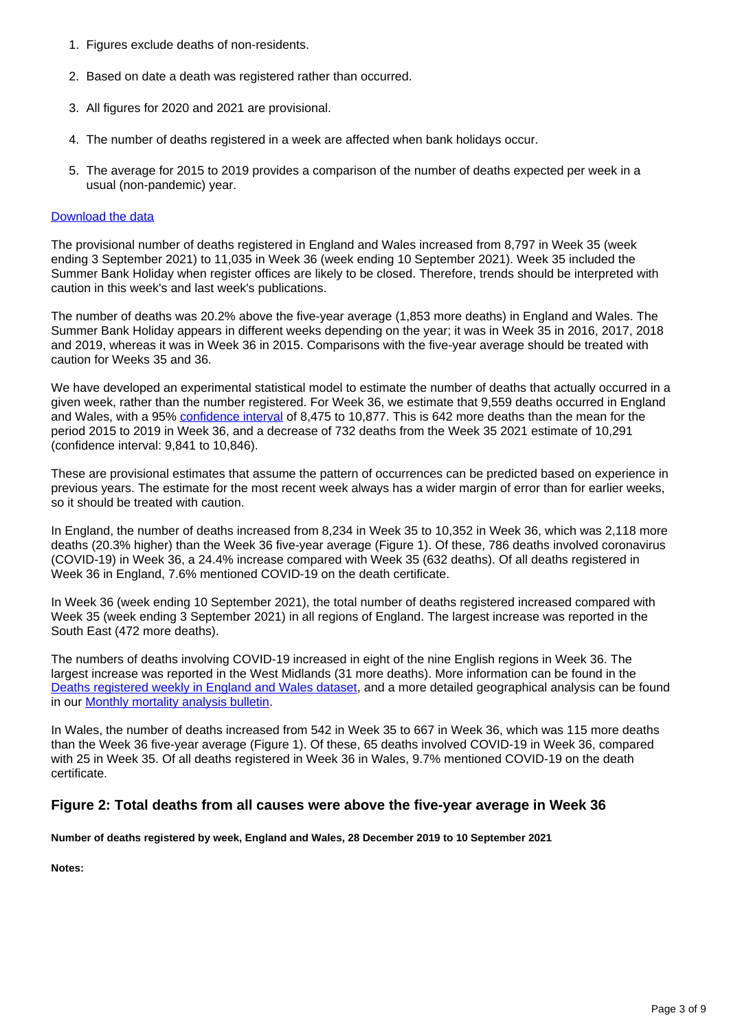1. Figures exclude deaths of non-residents.
2. Based on date a death was registered rather than occurred.
3. All figures for 2020 and 2021 are provisional.
4. The number of deaths registered in a week are affected when bank holidays occur.
5. The average for 2015 to 2019 provides a comparison of the number of deaths expected per week in a usual (non-pandemic) year.

[Download the data](#)

The provisional number of deaths registered in England and Wales increased from 8,797 in Week 35 (week ending 3 September 2021) to 11,035 in Week 36 (week ending 10 September 2021). Week 35 included the Summer Bank Holiday when register offices are likely to be closed. Therefore, trends should be interpreted with caution in this week's and last week's publications.

The number of deaths was 20.2% above the five-year average (1,853 more deaths) in England and Wales. The Summer Bank Holiday appears in different weeks depending on the year; it was in Week 35 in 2016, 2017, 2018 and 2019, whereas it was in Week 36 in 2015. Comparisons with the five-year average should be treated with caution for Weeks 35 and 36.

We have developed an experimental statistical model to estimate the number of deaths that actually occurred in a given week, rather than the number registered. For Week 36, we estimate that 9,559 deaths occurred in England and Wales, with a 95% [confidence interval](#) of 8,475 to 10,877. This is 642 more deaths than the mean for the period 2015 to 2019 in Week 36, and a decrease of 732 deaths from the Week 35 2021 estimate of 10,291 (confidence interval: 9,841 to 10,846).

These are provisional estimates that assume the pattern of occurrences can be predicted based on experience in previous years. The estimate for the most recent week always has a wider margin of error than for earlier weeks, so it should be treated with caution.

In England, the number of deaths increased from 8,234 in Week 35 to 10,352 in Week 36, which was 2,118 more deaths (20.3% higher) than the Week 36 five-year average (Figure 1). Of these, 786 deaths involved coronavirus (COVID-19) in Week 36, a 24.4% increase compared with Week 35 (632 deaths). Of all deaths registered in Week 36 in England, 7.6% mentioned COVID-19 on the death certificate.

In Week 36 (week ending 10 September 2021), the total number of deaths registered increased compared with Week 35 (week ending 3 September 2021) in all regions of England. The largest increase was reported in the South East (472 more deaths).

The numbers of deaths involving COVID-19 increased in eight of the nine English regions in Week 36. The largest increase was reported in the West Midlands (31 more deaths). More information can be found in the [Deaths registered weekly in England and Wales dataset](#), and a more detailed geographical analysis can be found in our [Monthly mortality analysis bulletin](#).

In Wales, the number of deaths increased from 542 in Week 35 to 667 in Week 36, which was 115 more deaths than the Week 36 five-year average (Figure 1). Of these, 65 deaths involved COVID-19 in Week 36, compared with 25 in Week 35. Of all deaths registered in Week 36 in Wales, 9.7% mentioned COVID-19 on the death certificate.

### Figure 2: Total deaths from all causes were above the five-year average in Week 36

**Number of deaths registered by week, England and Wales, 28 December 2019 to 10 September 2021**

**Notes:**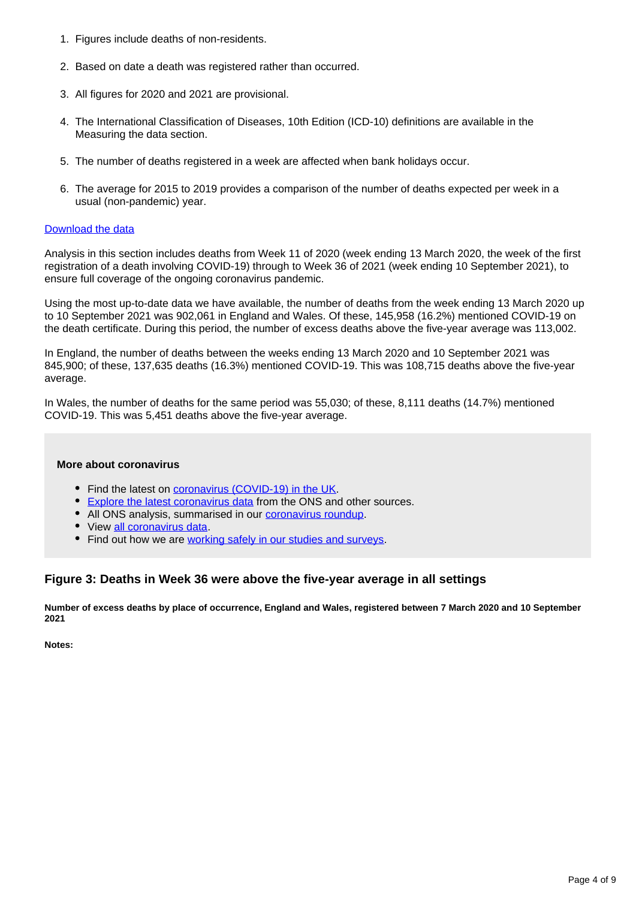1. Figures include deaths of non-residents.

2. Based on date a death was registered rather than occurred.

3. All figures for 2020 and 2021 are provisional.

4. The International Classification of Diseases, 10th Edition (ICD-10) definitions are available in the Measuring the data section.

5. The number of deaths registered in a week are affected when bank holidays occur.

6. The average for 2015 to 2019 provides a comparison of the number of deaths expected per week in a usual (non-pandemic) year.

[Download the data]

Analysis in this section includes deaths from Week 11 of 2020 (week ending 13 March 2020, the week of the first registration of a death involving COVID-19) through to Week 36 of 2021 (week ending 10 September 2021), to ensure full coverage of the ongoing coronavirus pandemic.

Using the most up-to-date data we have available, the number of deaths from the week ending 13 March 2020 up to 10 September 2021 was 902,061 in England and Wales. Of these, 145,958 (16.2%) mentioned COVID-19 on the death certificate. During this period, the number of excess deaths above the five-year average was 113,002.

In England, the number of deaths between the weeks ending 13 March 2020 and 10 September 2021 was 845,900; of these, 137,635 deaths (16.3%) mentioned COVID-19. This was 108,715 deaths above the five-year average.

In Wales, the number of deaths for the same period was 55,030; of these, 8,111 deaths (14.7%) mentioned COVID-19. This was 5,451 deaths above the five-year average.

**More about coronavirus**

- Find the latest on coronavirus (COVID-19) in the UK.
- Explore the latest coronavirus data from the ONS and other sources.
- All ONS analysis, summarised in our coronavirus roundup.
- View all coronavirus data.
- Find out how we are working safely in our studies and surveys.

### Figure 3: Deaths in Week 36 were above the five-year average in all settings

**Number of excess deaths by place of occurrence, England and Wales, registered between 7 March 2020 and 10 September 2021**

**Notes:**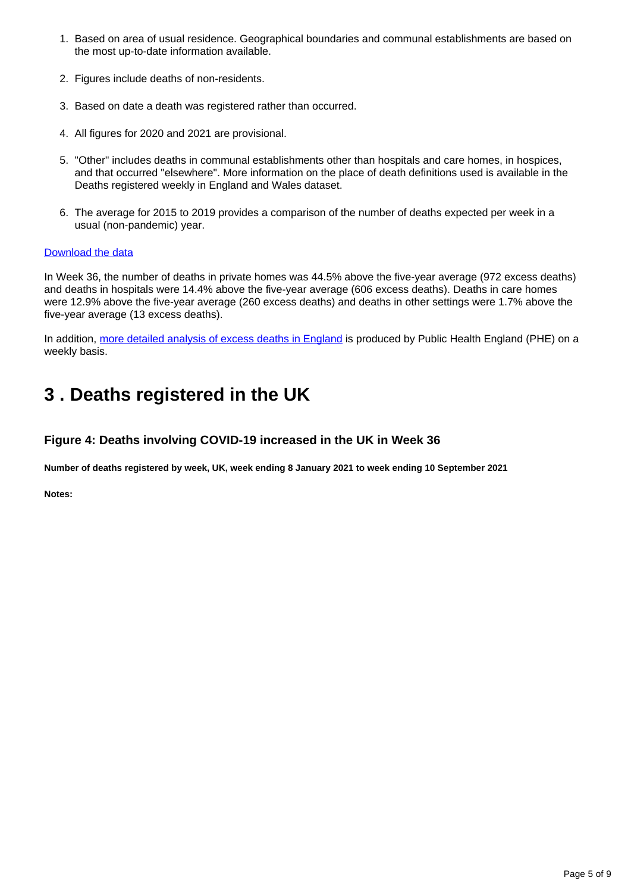1. Based on area of usual residence. Geographical boundaries and communal establishments are based on the most up-to-date information available.

2. Figures include deaths of non-residents.

3. Based on date a death was registered rather than occurred.

4. All figures for 2020 and 2021 are provisional.

5. "Other" includes deaths in communal establishments other than hospitals and care homes, in hospices, and that occurred "elsewhere". More information on the place of death definitions used is available in the Deaths registered weekly in England and Wales dataset.

6. The average for 2015 to 2019 provides a comparison of the number of deaths expected per week in a usual (non-pandemic) year.

[Download the data]

In Week 36, the number of deaths in private homes was 44.5% above the five-year average (972 excess deaths) and deaths in hospitals were 14.4% above the five-year average (606 excess deaths). Deaths in care homes were 12.9% above the five-year average (260 excess deaths) and deaths in other settings were 1.7% above the five-year average (13 excess deaths).

In addition, [more detailed analysis of excess deaths in England] is produced by Public Health England (PHE) on a weekly basis.

## 3 . Deaths registered in the UK

### Figure 4: Deaths involving COVID-19 increased in the UK in Week 36

**Number of deaths registered by week, UK, week ending 8 January 2021 to week ending 10 September 2021**

**Notes:**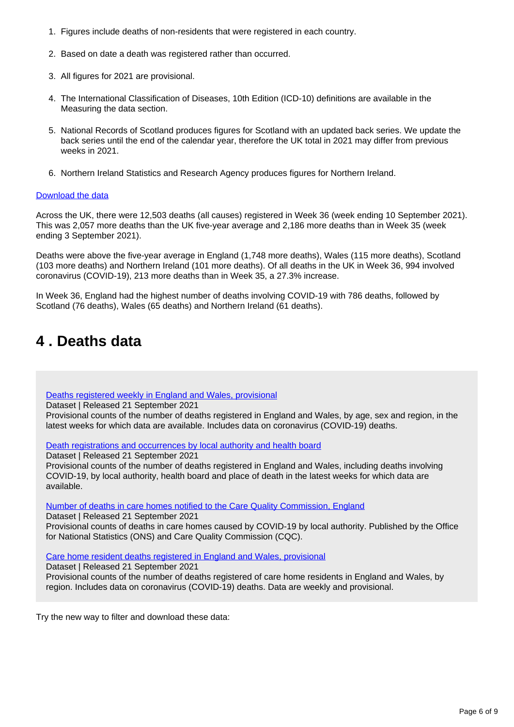1. Figures include deaths of non-residents that were registered in each country.

2. Based on date a death was registered rather than occurred.

3. All figures for 2021 are provisional.

4. The International Classification of Diseases, 10th Edition (ICD-10) definitions are available in the Measuring the data section.

5. National Records of Scotland produces figures for Scotland with an updated back series. We update the back series until the end of the calendar year, therefore the UK total in 2021 may differ from previous weeks in 2021.

6. Northern Ireland Statistics and Research Agency produces figures for Northern Ireland.

[Download the data]

Across the UK, there were 12,503 deaths (all causes) registered in Week 36 (week ending 10 September 2021). This was 2,057 more deaths than the UK five-year average and 2,186 more deaths than in Week 35 (week ending 3 September 2021).

Deaths were above the five-year average in England (1,748 more deaths), Wales (115 more deaths), Scotland (103 more deaths) and Northern Ireland (101 more deaths). Of all deaths in the UK in Week 36, 994 involved coronavirus (COVID-19), 213 more deaths than in Week 35, a 27.3% increase.

In Week 36, England had the highest number of deaths involving COVID-19 with 786 deaths, followed by Scotland (76 deaths), Wales (65 deaths) and Northern Ireland (61 deaths).

# 4 . Deaths data

[Deaths registered weekly in England and Wales, provisional]
Dataset | Released 21 September 2021
Provisional counts of the number of deaths registered in England and Wales, by age, sex and region, in the latest weeks for which data are available. Includes data on coronavirus (COVID-19) deaths.

[Death registrations and occurrences by local authority and health board]
Dataset | Released 21 September 2021
Provisional counts of the number of deaths registered in England and Wales, including deaths involving COVID-19, by local authority, health board and place of death in the latest weeks for which data are available.

[Number of deaths in care homes notified to the Care Quality Commission, England]
Dataset | Released 21 September 2021
Provisional counts of deaths in care homes caused by COVID-19 by local authority. Published by the Office for National Statistics (ONS) and Care Quality Commission (CQC).

[Care home resident deaths registered in England and Wales, provisional]
Dataset | Released 21 September 2021
Provisional counts of the number of deaths registered of care home residents in England and Wales, by region. Includes data on coronavirus (COVID-19) deaths. Data are weekly and provisional.

Try the new way to filter and download these data: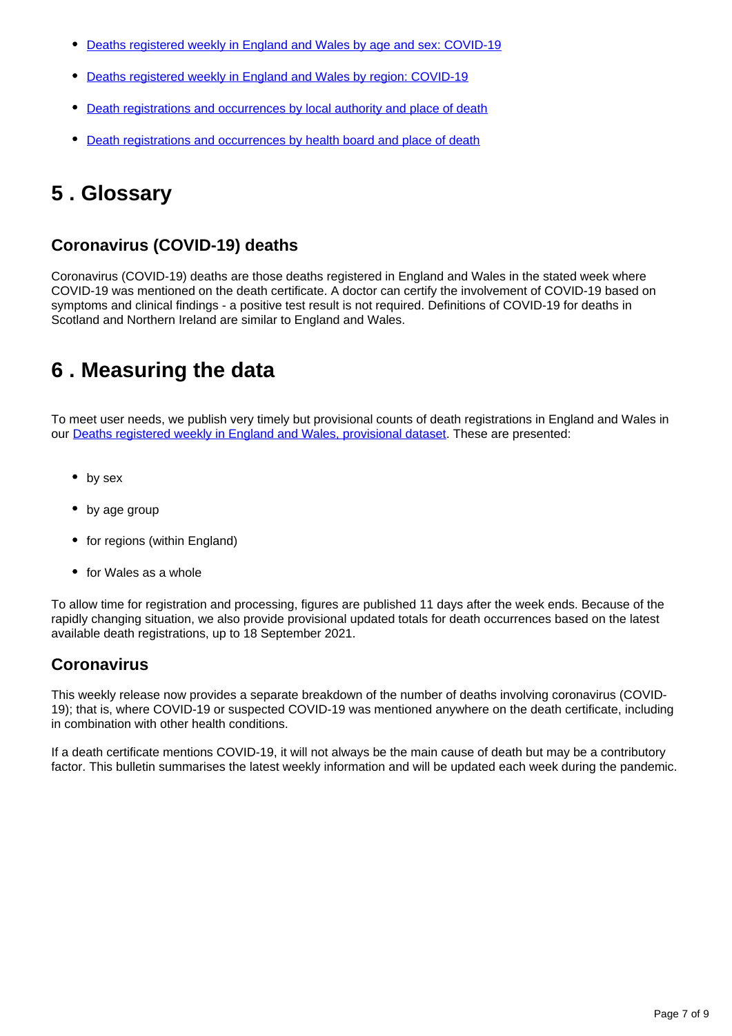- Deaths registered weekly in England and Wales by age and sex: COVID-19
- Deaths registered weekly in England and Wales by region: COVID-19
- Death registrations and occurrences by local authority and place of death
- Death registrations and occurrences by health board and place of death

## 5 . Glossary

### Coronavirus (COVID-19) deaths

Coronavirus (COVID-19) deaths are those deaths registered in England and Wales in the stated week where COVID-19 was mentioned on the death certificate. A doctor can certify the involvement of COVID-19 based on symptoms and clinical findings - a positive test result is not required. Definitions of COVID-19 for deaths in Scotland and Northern Ireland are similar to England and Wales.

## 6 . Measuring the data

To meet user needs, we publish very timely but provisional counts of death registrations in England and Wales in our Deaths registered weekly in England and Wales, provisional dataset. These are presented:

- by sex
- by age group
- for regions (within England)
- for Wales as a whole

To allow time for registration and processing, figures are published 11 days after the week ends. Because of the rapidly changing situation, we also provide provisional updated totals for death occurrences based on the latest available death registrations, up to 18 September 2021.

### Coronavirus

This weekly release now provides a separate breakdown of the number of deaths involving coronavirus (COVID-19); that is, where COVID-19 or suspected COVID-19 was mentioned anywhere on the death certificate, including in combination with other health conditions.

If a death certificate mentions COVID-19, it will not always be the main cause of death but may be a contributory factor. This bulletin summarises the latest weekly information and will be updated each week during the pandemic.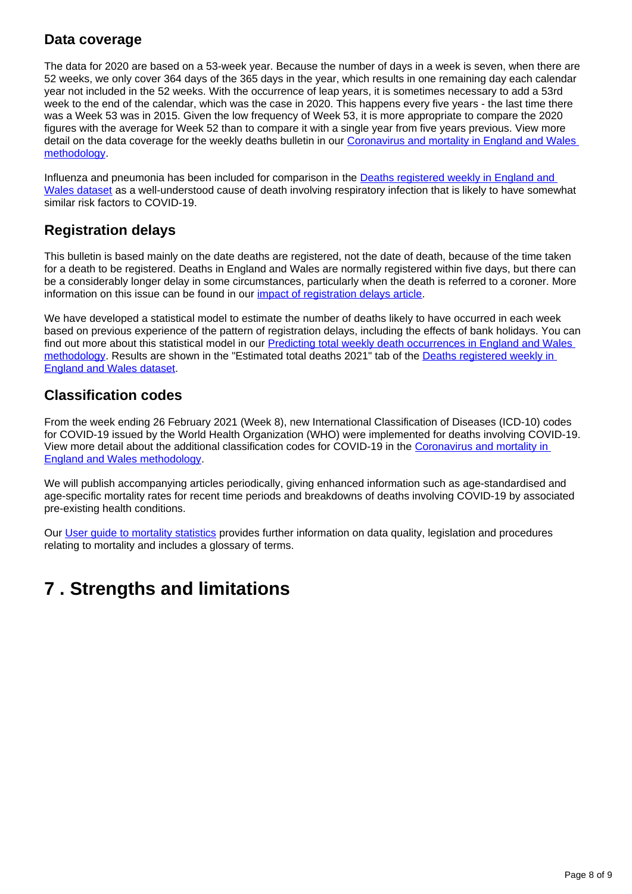### Data coverage

The data for 2020 are based on a 53-week year. Because the number of days in a week is seven, when there are 52 weeks, we only cover 364 days of the 365 days in the year, which results in one remaining day each calendar year not included in the 52 weeks. With the occurrence of leap years, it is sometimes necessary to add a 53rd week to the end of the calendar, which was the case in 2020. This happens every five years - the last time there was a Week 53 was in 2015. Given the low frequency of Week 53, it is more appropriate to compare the 2020 figures with the average for Week 52 than to compare it with a single year from five years previous. View more detail on the data coverage for the weekly deaths bulletin in our [Coronavirus and mortality in England and Wales methodology](#).

Influenza and pneumonia has been included for comparison in the [Deaths registered weekly in England and Wales dataset](#) as a well-understood cause of death involving respiratory infection that is likely to have somewhat similar risk factors to COVID-19.

### Registration delays

This bulletin is based mainly on the date deaths are registered, not the date of death, because of the time taken for a death to be registered. Deaths in England and Wales are normally registered within five days, but there can be a considerably longer delay in some circumstances, particularly when the death is referred to a coroner. More information on this issue can be found in our [impact of registration delays article](#).

We have developed a statistical model to estimate the number of deaths likely to have occurred in each week based on previous experience of the pattern of registration delays, including the effects of bank holidays. You can find out more about this statistical model in our [Predicting total weekly death occurrences in England and Wales methodology](#). Results are shown in the "Estimated total deaths 2021" tab of the [Deaths registered weekly in England and Wales dataset](#).

### Classification codes

From the week ending 26 February 2021 (Week 8), new International Classification of Diseases (ICD-10) codes for COVID-19 issued by the World Health Organization (WHO) were implemented for deaths involving COVID-19. View more detail about the additional classification codes for COVID-19 in the [Coronavirus and mortality in England and Wales methodology](#).

We will publish accompanying articles periodically, giving enhanced information such as age-standardised and age-specific mortality rates for recent time periods and breakdowns of deaths involving COVID-19 by associated pre-existing health conditions.

Our [User guide to mortality statistics](#) provides further information on data quality, legislation and procedures relating to mortality and includes a glossary of terms.

## 7 . Strengths and limitations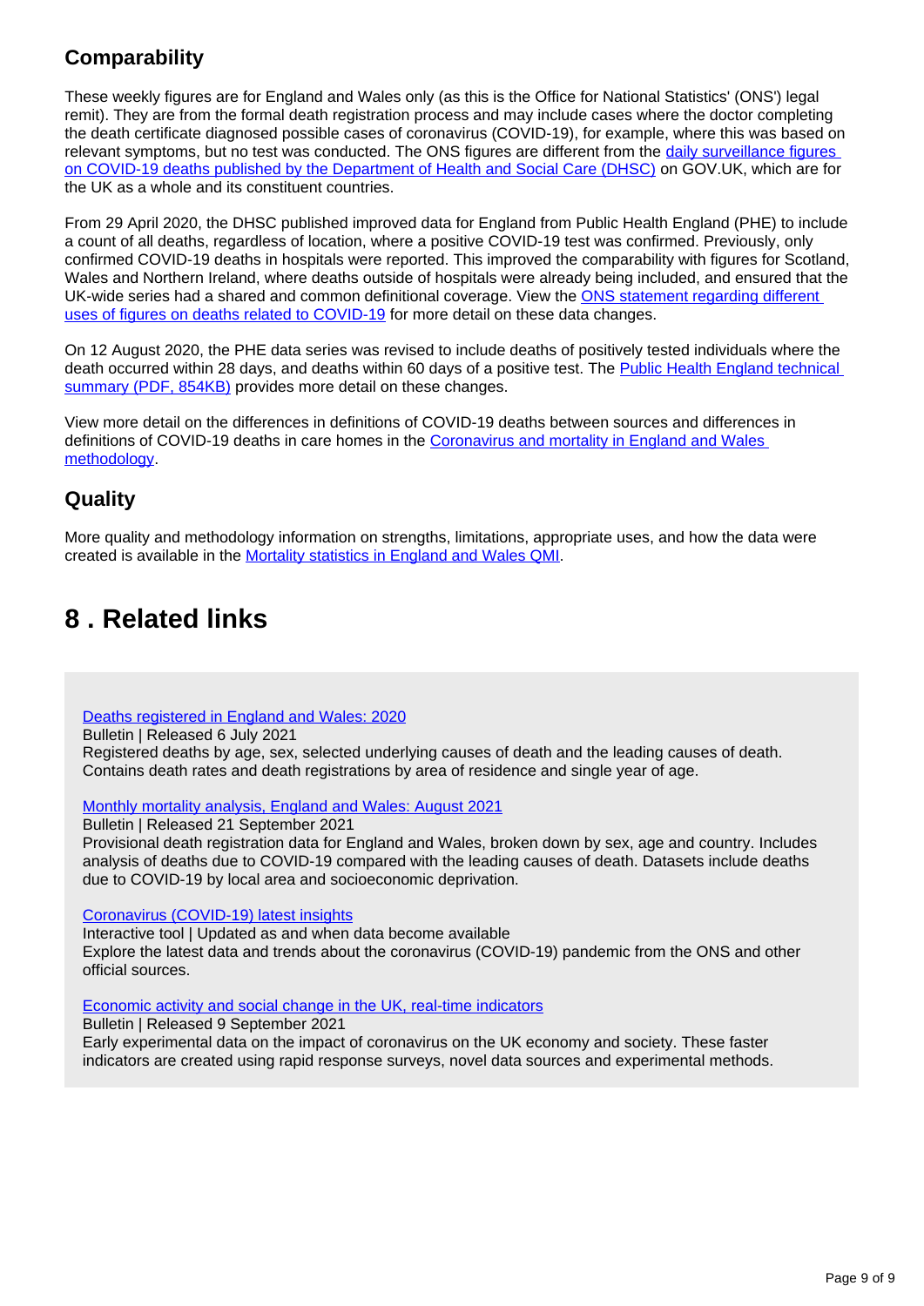### Comparability

These weekly figures are for England and Wales only (as this is the Office for National Statistics' (ONS') legal remit). They are from the formal death registration process and may include cases where the doctor completing the death certificate diagnosed possible cases of coronavirus (COVID-19), for example, where this was based on relevant symptoms, but no test was conducted. The ONS figures are different from the daily surveillance figures on COVID-19 deaths published by the Department of Health and Social Care (DHSC) on GOV.UK, which are for the UK as a whole and its constituent countries.

From 29 April 2020, the DHSC published improved data for England from Public Health England (PHE) to include a count of all deaths, regardless of location, where a positive COVID-19 test was confirmed. Previously, only confirmed COVID-19 deaths in hospitals were reported. This improved the comparability with figures for Scotland, Wales and Northern Ireland, where deaths outside of hospitals were already being included, and ensured that the UK-wide series had a shared and common definitional coverage. View the ONS statement regarding different uses of figures on deaths related to COVID-19 for more detail on these data changes.

On 12 August 2020, the PHE data series was revised to include deaths of positively tested individuals where the death occurred within 28 days, and deaths within 60 days of a positive test. The Public Health England technical summary (PDF, 854KB) provides more detail on these changes.

View more detail on the differences in definitions of COVID-19 deaths between sources and differences in definitions of COVID-19 deaths in care homes in the Coronavirus and mortality in England and Wales methodology.

### Quality

More quality and methodology information on strengths, limitations, appropriate uses, and how the data were created is available in the Mortality statistics in England and Wales QMI.

## 8 . Related links

Deaths registered in England and Wales: 2020
Bulletin | Released 6 July 2021
Registered deaths by age, sex, selected underlying causes of death and the leading causes of death. Contains death rates and death registrations by area of residence and single year of age.

Monthly mortality analysis, England and Wales: August 2021
Bulletin | Released 21 September 2021
Provisional death registration data for England and Wales, broken down by sex, age and country. Includes analysis of deaths due to COVID-19 compared with the leading causes of death. Datasets include deaths due to COVID-19 by local area and socioeconomic deprivation.

Coronavirus (COVID-19) latest insights
Interactive tool | Updated as and when data become available
Explore the latest data and trends about the coronavirus (COVID-19) pandemic from the ONS and other official sources.

Economic activity and social change in the UK, real-time indicators
Bulletin | Released 9 September 2021
Early experimental data on the impact of coronavirus on the UK economy and society. These faster indicators are created using rapid response surveys, novel data sources and experimental methods.